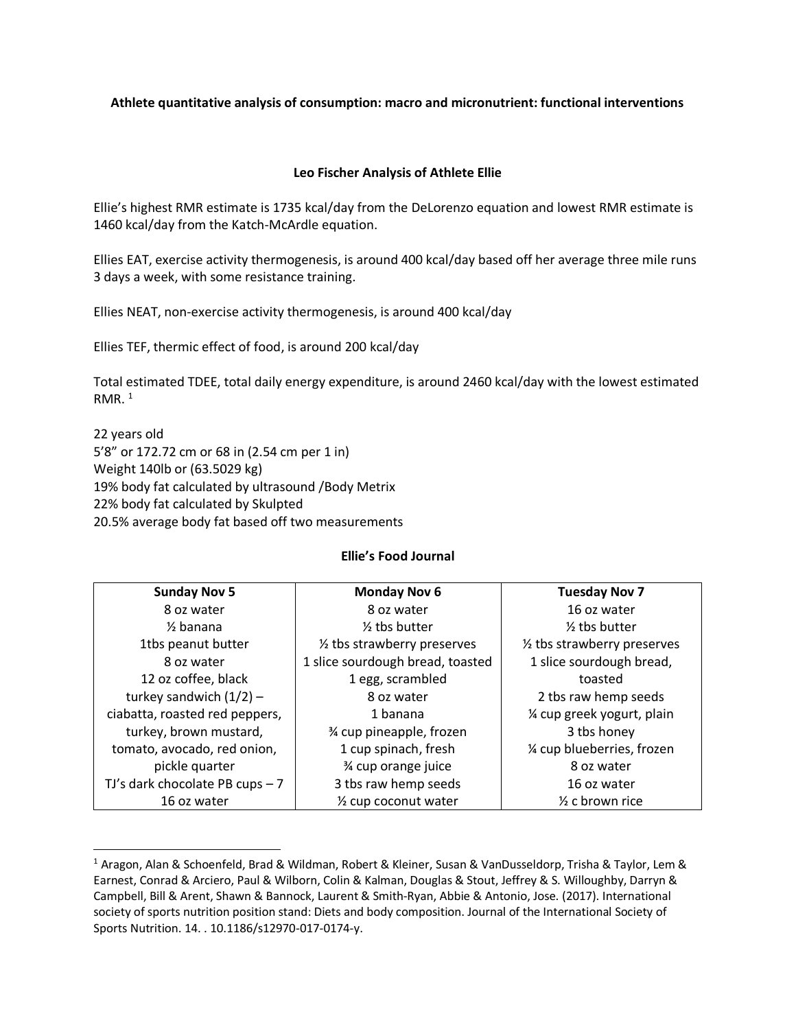**Athlete quantitative analysis of consumption: macro and micronutrient: functional interventions**

**Leo Fischer Analysis of Athlete Ellie**

Ellie's highest RMR estimate is 1735 kcal/day from the DeLorenzo equation and lowest RMR estimate is 1460 kcal/day from the Katch-McArdle equation.

Ellies EAT, exercise activity thermogenesis, is around 400 kcal/day based off her average three mile runs 3 days a week, with some resistance training.

Ellies NEAT, non-exercise activity thermogenesis, is around 400 kcal/day

Ellies TEF, thermic effect of food, is around 200 kcal/day

Total estimated TDEE, total daily energy expenditure, is around 2460 kcal/day with the lowest estimated RMR. [1]

22 years old
5'8" or 172.72 cm or 68 in (2.54 cm per 1 in)
Weight 140lb or (63.5029 kg)
19% body fat calculated by ultrasound /Body Metrix
22% body fat calculated by Skulpted
20.5% average body fat based off two measurements

**Ellie's Food Journal**

| Sunday Nov 5 | Monday Nov 6 | Tuesday Nov 7 |
|---|---|---|
| 8 oz water<br>½ banana<br>1tbs peanut butter<br>8 oz water<br>12 oz coffee, black<br>turkey sandwich (1/2) – ciabatta, roasted red peppers, turkey, brown mustard, tomato, avocado, red onion, pickle quarter<br>TJ's dark chocolate PB cups – 7<br>16 oz water | 8 oz water<br>½ tbs butter<br>½ tbs strawberry preserves<br>1 slice sourdough bread, toasted<br>1 egg, scrambled<br>8 oz water<br>1 banana<br>¾ cup pineapple, frozen<br>1 cup spinach, fresh<br>¾ cup orange juice<br>3 tbs raw hemp seeds<br>½ cup coconut water | 16 oz water<br>½ tbs butter<br>½ tbs strawberry preserves<br>1 slice sourdough bread, toasted<br>2 tbs raw hemp seeds<br>¼ cup greek yogurt, plain<br>3 tbs honey<br>¼ cup blueberries, frozen<br>8 oz water<br>16 oz water<br>½ c brown rice |

[1] Aragon, Alan & Schoenfeld, Brad & Wildman, Robert & Kleiner, Susan & VanDusseldorp, Trisha & Taylor, Lem & Earnest, Conrad & Arciero, Paul & Wilborn, Colin & Kalman, Douglas & Stout, Jeffrey & S. Willoughby, Darryn & Campbell, Bill & Arent, Shawn & Bannock, Laurent & Smith-Ryan, Abbie & Antonio, Jose. (2017). International society of sports nutrition position stand: Diets and body composition. Journal of the International Society of Sports Nutrition. 14. . 10.1186/s12970-017-0174-y.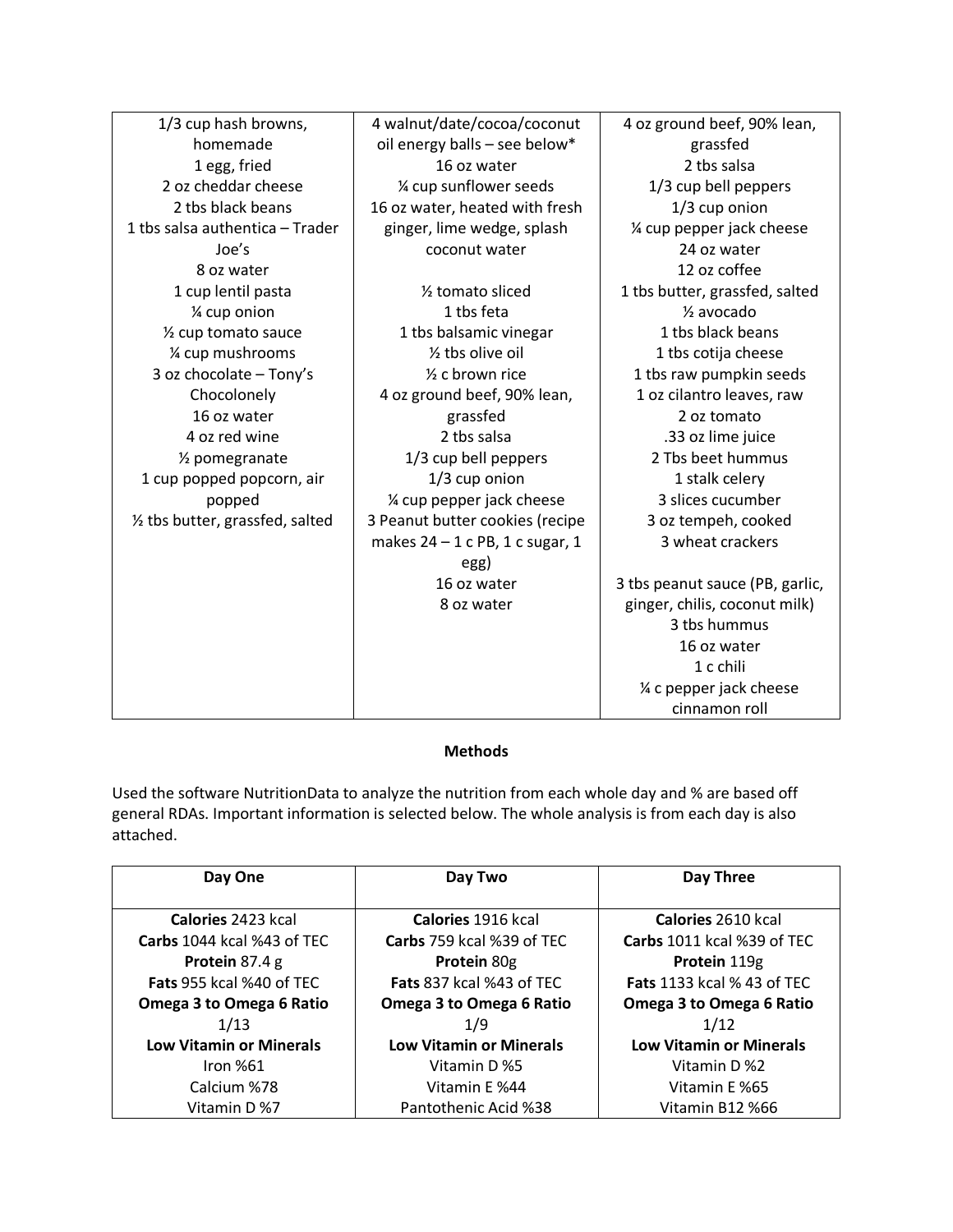| | | |
|---|---|---|
| 1/3 cup hash browns, homemade<br>1 egg, fried<br>2 oz cheddar cheese<br>2 tbs black beans<br>1 tbs salsa authentica – Trader Joe's<br>8 oz water<br>1 cup lentil pasta<br>¼ cup onion<br>½ cup tomato sauce<br>¼ cup mushrooms<br>3 oz chocolate – Tony's Chocolonely<br>16 oz water<br>4 oz red wine<br>½ pomegranate<br>1 cup popped popcorn, air popped<br>½ tbs butter, grassfed, salted | 4 walnut/date/cocoa/coconut oil energy balls – see below*<br>16 oz water<br>¼ cup sunflower seeds<br>16 oz water, heated with fresh ginger, lime wedge, splash coconut water<br><br>½ tomato sliced<br>1 tbs feta<br>1 tbs balsamic vinegar<br>½ tbs olive oil<br>½ c brown rice<br>4 oz ground beef, 90% lean, grassfed<br>2 tbs salsa<br>1/3 cup bell peppers<br>1/3 cup onion<br>¼ cup pepper jack cheese<br>3 Peanut butter cookies (recipe makes 24 – 1 c PB, 1 c sugar, 1 egg)<br>16 oz water<br>8 oz water | 4 oz ground beef, 90% lean, grassfed<br>2 tbs salsa<br>1/3 cup bell peppers<br>1/3 cup onion<br>¼ cup pepper jack cheese<br>24 oz water<br>12 oz coffee<br>1 tbs butter, grassfed, salted<br>½ avocado<br>1 tbs black beans<br>1 tbs cotija cheese<br>1 tbs raw pumpkin seeds<br>1 oz cilantro leaves, raw<br>2 oz tomato<br>.33 oz lime juice<br>2 Tbs beet hummus<br>1 stalk celery<br>3 slices cucumber<br>3 oz tempeh, cooked<br>3 wheat crackers<br><br>3 tbs peanut sauce (PB, garlic, ginger, chilis, coconut milk)<br>3 tbs hummus<br>16 oz water<br>1 c chili<br>¼ c pepper jack cheese<br>cinnamon roll |

**Methods**

Used the software NutritionData to analyze the nutrition from each whole day and % are based off general RDAs. Important information is selected below. The whole analysis is from each day is also attached.

| Day One | Day Two | Day Three |
|---|---|---|
| **Calories** 2423 kcal<br>**Carbs** 1044 kcal %43 of TEC<br>**Protein** 87.4 g<br>**Fats** 955 kcal %40 of TEC<br>**Omega 3 to Omega 6 Ratio**<br>1/13<br>**Low Vitamin or Minerals**<br>Iron %61<br>Calcium %78<br>Vitamin D %7 | **Calories** 1916 kcal<br>**Carbs** 759 kcal %39 of TEC<br>**Protein** 80g<br>**Fats** 837 kcal %43 of TEC<br>**Omega 3 to Omega 6 Ratio**<br>1/9<br>**Low Vitamin or Minerals**<br>Vitamin D %5<br>Vitamin E %44<br>Pantothenic Acid %38 | **Calories** 2610 kcal<br>**Carbs** 1011 kcal %39 of TEC<br>**Protein** 119g<br>**Fats** 1133 kcal % 43 of TEC<br>**Omega 3 to Omega 6 Ratio**<br>1/12<br>**Low Vitamin or Minerals**<br>Vitamin D %2<br>Vitamin E %65<br>Vitamin B12 %66 |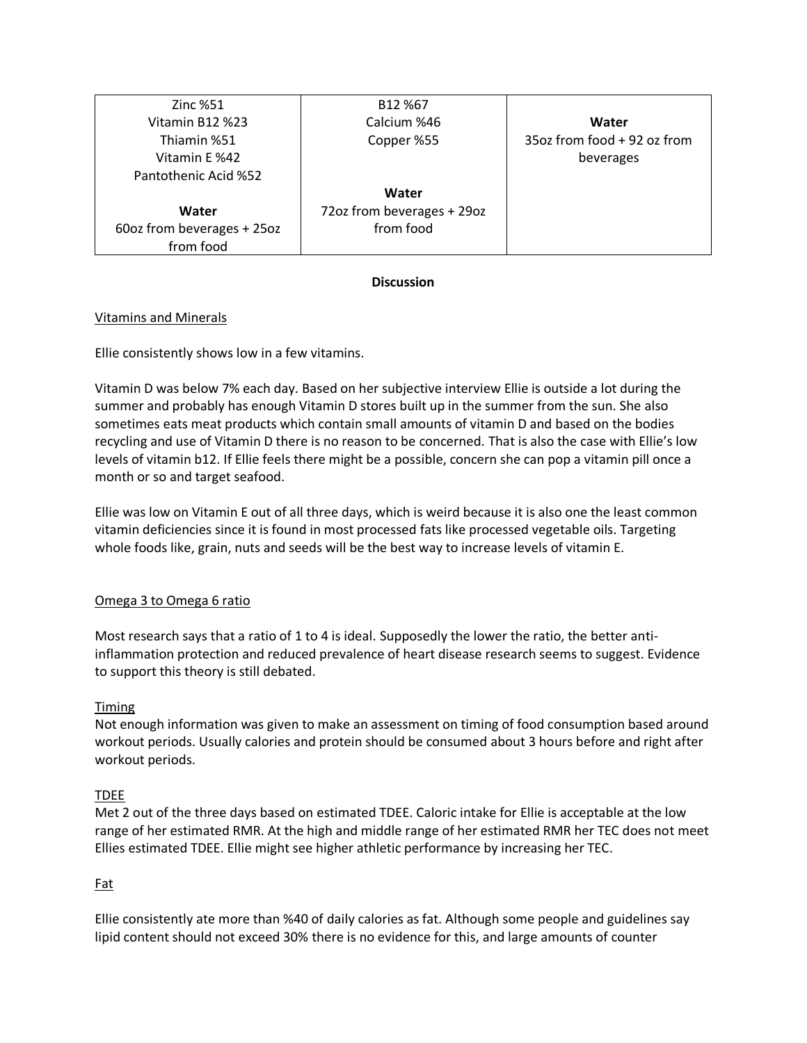| | | |
|---|---|---|
| Zinc %51<br>Vitamin B12 %23<br>Thiamin %51<br>Vitamin E %42<br>Pantothenic Acid %52<br><br>**Water**<br>60oz from beverages + 25oz from food | B12 %67<br>Calcium %46<br>Copper %55<br><br>**Water**<br>72oz from beverages + 29oz from food | **Water**<br>35oz from food + 92 oz from beverages |

**Discussion**

<u>Vitamins and Minerals</u>

Ellie consistently shows low in a few vitamins.

Vitamin D was below 7% each day. Based on her subjective interview Ellie is outside a lot during the summer and probably has enough Vitamin D stores built up in the summer from the sun. She also sometimes eats meat products which contain small amounts of vitamin D and based on the bodies recycling and use of Vitamin D there is no reason to be concerned. That is also the case with Ellie's low levels of vitamin b12. If Ellie feels there might be a possible, concern she can pop a vitamin pill once a month or so and target seafood.

Ellie was low on Vitamin E out of all three days, which is weird because it is also one the least common vitamin deficiencies since it is found in most processed fats like processed vegetable oils. Targeting whole foods like, grain, nuts and seeds will be the best way to increase levels of vitamin E.

<u>Omega 3 to Omega 6 ratio</u>

Most research says that a ratio of 1 to 4 is ideal. Supposedly the lower the ratio, the better anti-inflammation protection and reduced prevalence of heart disease research seems to suggest. Evidence to support this theory is still debated.

<u>Timing</u>

Not enough information was given to make an assessment on timing of food consumption based around workout periods. Usually calories and protein should be consumed about 3 hours before and right after workout periods.

<u>TDEE</u>

Met 2 out of the three days based on estimated TDEE. Caloric intake for Ellie is acceptable at the low range of her estimated RMR. At the high and middle range of her estimated RMR her TEC does not meet Ellies estimated TDEE. Ellie might see higher athletic performance by increasing her TEC.

<u>Fat</u>

Ellie consistently ate more than %40 of daily calories as fat. Although some people and guidelines say lipid content should not exceed 30% there is no evidence for this, and large amounts of counter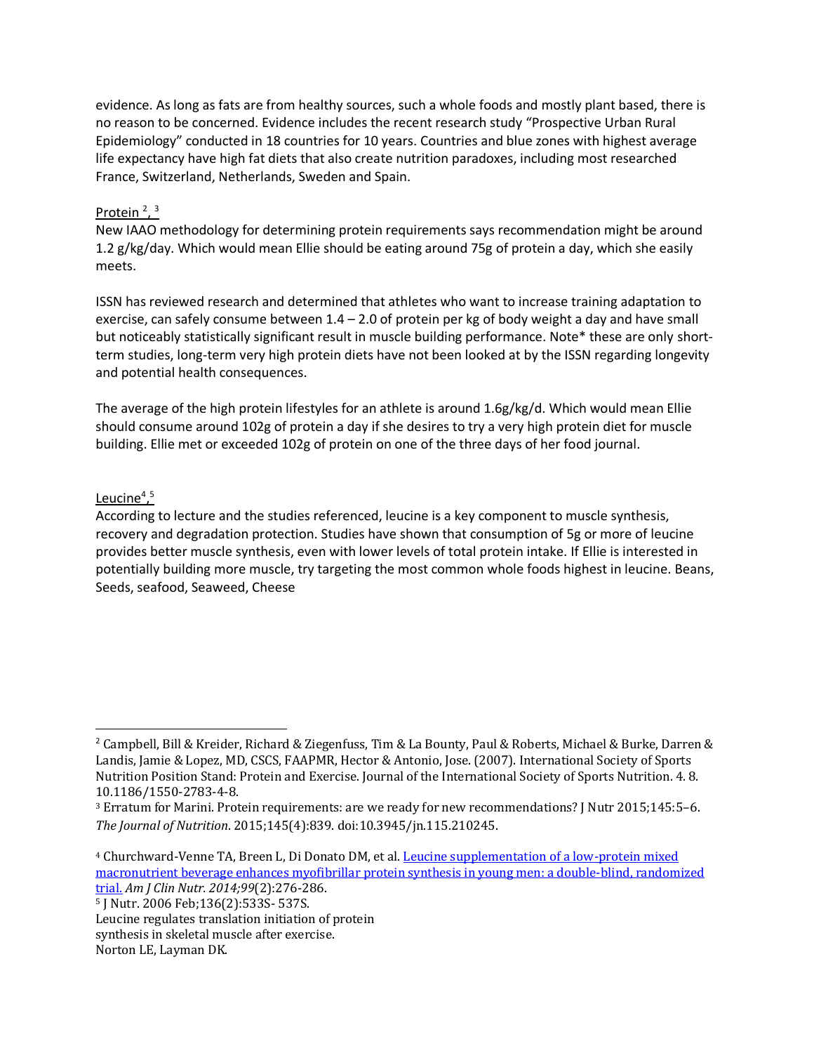evidence. As long as fats are from healthy sources, such a whole foods and mostly plant based, there is no reason to be concerned. Evidence includes the recent research study "Prospective Urban Rural Epidemiology" conducted in 18 countries for 10 years. Countries and blue zones with highest average life expectancy have high fat diets that also create nutrition paradoxes, including most researched France, Switzerland, Netherlands, Sweden and Spain.

Protein [2], [3]

New IAAO methodology for determining protein requirements says recommendation might be around 1.2 g/kg/day. Which would mean Ellie should be eating around 75g of protein a day, which she easily meets.

ISSN has reviewed research and determined that athletes who want to increase training adaptation to exercise, can safely consume between 1.4 – 2.0 of protein per kg of body weight a day and have small but noticeably statistically significant result in muscle building performance. Note* these are only short-term studies, long-term very high protein diets have not been looked at by the ISSN regarding longevity and potential health consequences.

The average of the high protein lifestyles for an athlete is around 1.6g/kg/d. Which would mean Ellie should consume around 102g of protein a day if she desires to try a very high protein diet for muscle building. Ellie met or exceeded 102g of protein on one of the three days of her food journal.

Leucine[4],[5]

According to lecture and the studies referenced, leucine is a key component to muscle synthesis, recovery and degradation protection. Studies have shown that consumption of 5g or more of leucine provides better muscle synthesis, even with lower levels of total protein intake. If Ellie is interested in potentially building more muscle, try targeting the most common whole foods highest in leucine. Beans, Seeds, seafood, Seaweed, Cheese

---

[2] Campbell, Bill & Kreider, Richard & Ziegenfuss, Tim & La Bounty, Paul & Roberts, Michael & Burke, Darren & Landis, Jamie & Lopez, MD, CSCS, FAAPMR, Hector & Antonio, Jose. (2007). International Society of Sports Nutrition Position Stand: Protein and Exercise. Journal of the International Society of Sports Nutrition. 4. 8. 10.1186/1550-2783-4-8.

[3] Erratum for Marini. Protein requirements: are we ready for new recommendations? J Nutr 2015;145:5–6. *The Journal of Nutrition*. 2015;145(4):839. doi:10.3945/jn.115.210245.

[4] Churchward-Venne TA, Breen L, Di Donato DM, et al. Leucine supplementation of a low-protein mixed macronutrient beverage enhances myofibrillar protein synthesis in young men: a double-blind, randomized trial. *Am J Clin Nutr. 2014;99*(2):276-286.

[5] J Nutr. 2006 Feb;136(2):533S- 537S.
Leucine regulates translation initiation of protein synthesis in skeletal muscle after exercise.
Norton LE, Layman DK.